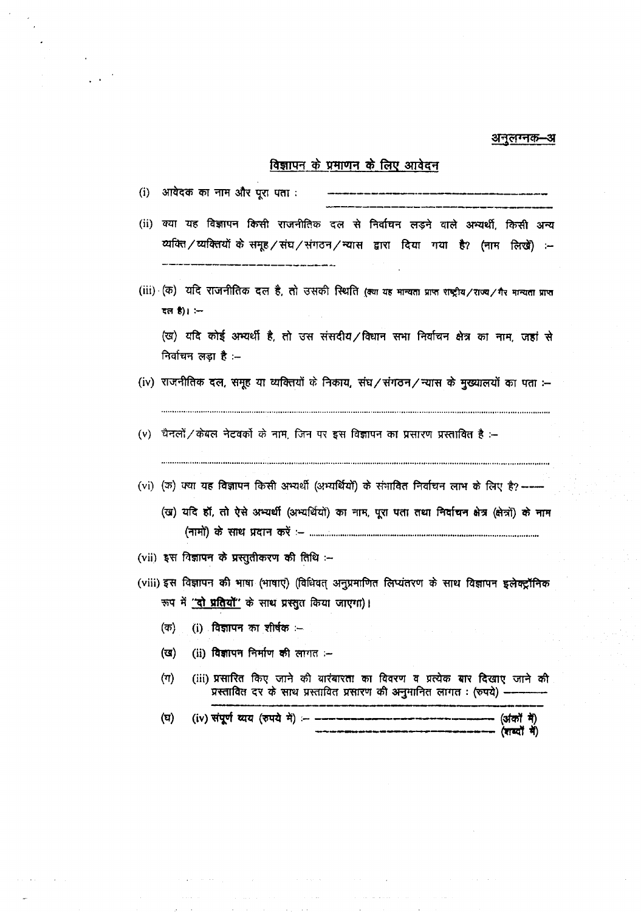<u>अनुलग्नक—अ</u>

## <u>विज्ञापन के प्रमाणन के लिए आवेदन</u>

(i) आवेदक का नाम और पूरा पता : ————————————————

(ii) क्या यह विज्ञापन किसी राजनीतिक दल से निर्वाचन लड़ने वाले अभ्यर्थी, किसी अन्य व्यक्ति/व्यक्तियों के समूह/संघ/संगठन/न्यास द्वारा दिया गया है? (नाम लिखें) :— ————————————————

(iii) (क) यदि राजनीतिक दल है, तो उसकी स्थिति (क्या यह मान्यता प्राप्त राष्ट्रीय/राज्य/गैर मान्यता प्राप्त दल है)। :—

(ख) यदि कोई अभ्यर्थी है, तो उस संसदीय/विधान सभा निर्वाचन क्षेत्र का नाम, जहां से निर्वाचन लड़ा है :—

(iv) राजनीतिक दल, समूह या व्यक्तियों के निकाय, संघ/संगठन/न्यास के मुख्यालयों का पता :—

..............................................................................................................

(v) चैनलों/केबल नेटवर्कों के नाम, जिन पर इस विज्ञापन का प्रसारण प्रस्तावित है :—

..............................................................................................................

(vi) (क) क्या यह विज्ञापन किसी अभ्यर्थी (अभ्यर्थियों) के संभावित निर्वाचन लाभ के लिए है? ———

(ख) यदि हाँ, तो ऐसे अभ्यर्थी (अभ्यर्थियों) का नाम, पूरा पता तथा निर्वाचन क्षेत्र (क्षेत्रों) के नाम (नामों) के साथ प्रदान करें :— ..............................................................................................

(vii) इस विज्ञापन के प्रस्तुतीकरण की तिथि :—

(viii) इस विज्ञापन की भाषा (भाषाएं) (विधिवत् अनुप्रमाणित लिप्यंतरण के साथ विज्ञापन इलेक्ट्रॉनिक रूप में <u>**"दो प्रतियों"**</u> के साथ प्रस्तुत किया जाएगा)।

(क) (i) विज्ञापन का शीर्षक :—

(ख) (ii) विज्ञापन निर्माण की लागत :—

(ग) (iii) प्रसारित किए जाने की बारंबारता का विवरण व प्रत्येक बार दिखाए जाने की प्रस्तावित दर के साथ प्रस्तावित प्रसारण की अनुमानित लागत : (रुपये) ————

(घ) (iv) संपूर्ण व्यय (रुपये में) :— ———————————— (अंकों में)

———————————— (शब्दों में)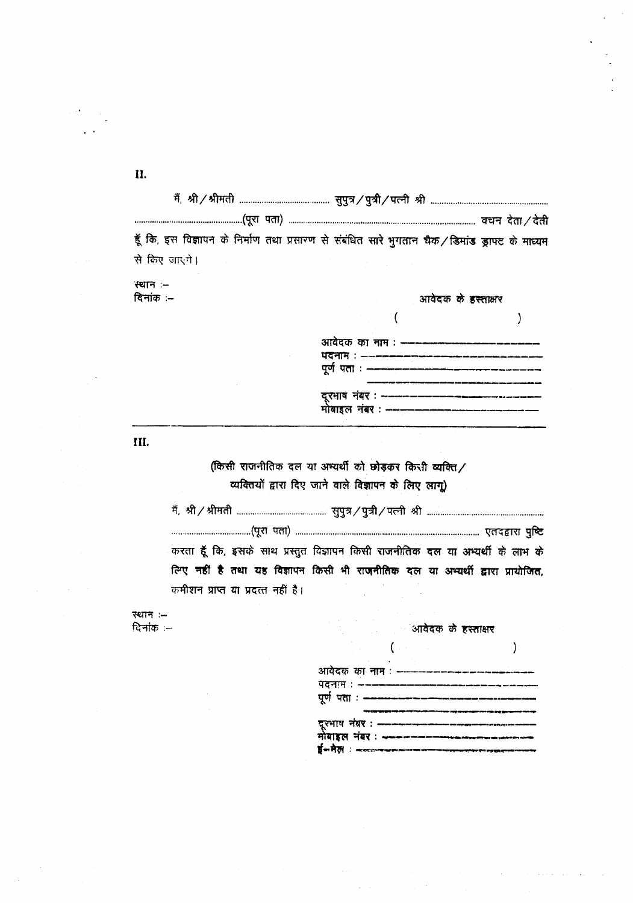**II.**

मैं, श्री/श्रीमती ........................................ सुपुत्र/पुत्री/पत्नी श्री ........................................................

........................................................(पूरा पता) .............................................................................................. वचन देता/देती हूँ कि, इस विज्ञापन के निर्माण तथा प्रसारण से संबंधित सारे भुगतान चैक/डिमांड ड्राफ्ट के माध्यम से किए जाएंगे।

स्थान :–

दिनांक :–

आवेदक के हस्ताक्षर

( )

आवेदक का नाम : ——————————

पदनाम : ——————————

पूर्ण पता : ——————————

——————————

दूरभाष नंबर : ——————————

मोबाइल नंबर : ——————————

---

**III.**

(किसी राजनीतिक दल या अभ्यर्थी को छोड़कर किसी व्यक्ति/व्यक्तियों द्वारा दिए जाने वाले विज्ञापन के लिए लागू)

मैं, श्री/श्रीमती ........................................ सुपुत्र/पुत्री/पत्नी श्री ........................................................

........................................(पूरा पता) ...................................................................................... एतद्द्वारा पुष्टि करता हूँ कि, इसके साथ प्रस्तुत विज्ञापन किसी राजनीतिक दल या अभ्यर्थी के लाभ के लिए **नहीं है तथा यह विज्ञापन किसी भी राजनीतिक दल या अभ्यर्थी द्वारा प्रायोजित,** कमीशन प्राप्त या प्रदत्त नहीं है।

स्थान :–

दिनांक :–

आवेदक के हस्ताक्षर

( )

आवेदक का नाम : ——————————

पदनाम : ——————————

पूर्ण पता : ——————————

——————————

दूरभाष नंबर : ——————————

मोबाइल नंबर : ——————————

ई–मेल : ——————————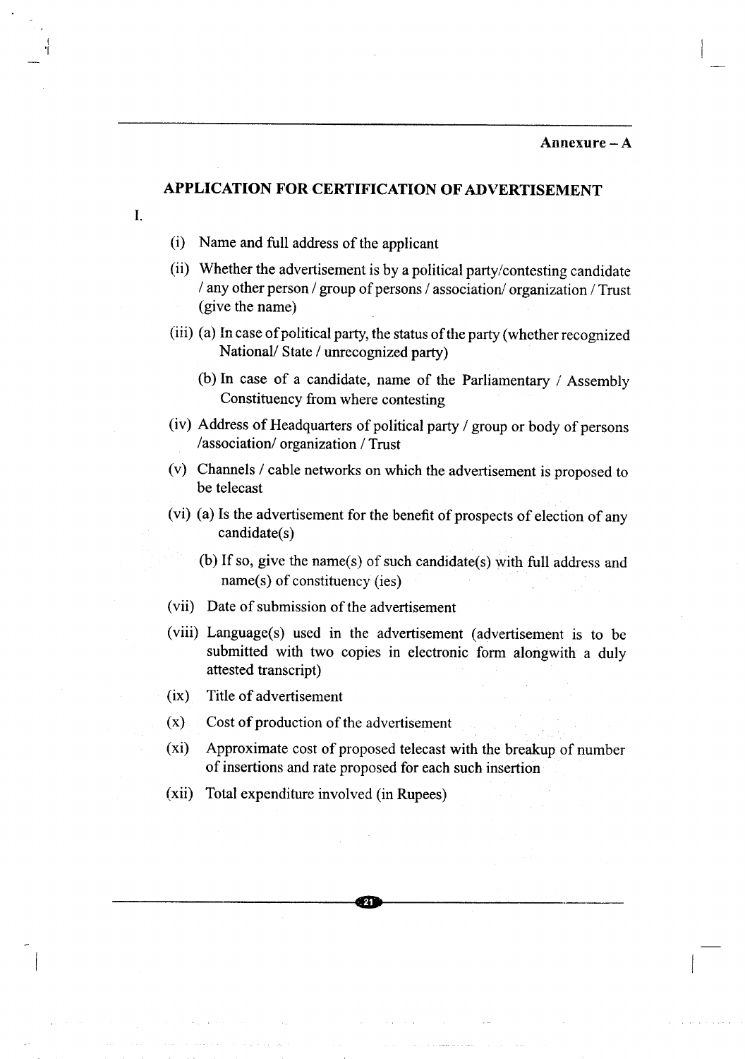**Annexure – A**

## APPLICATION FOR CERTIFICATION OF ADVERTISEMENT

I.

(i) Name and full address of the applicant

(ii) Whether the advertisement is by a political party/contesting candidate / any other person / group of persons / association/ organization / Trust (give the name)

(iii) (a) In case of political party, the status of the party (whether recognized National/ State / unrecognized party)

(b) In case of a candidate, name of the Parliamentary / Assembly Constituency from where contesting

(iv) Address of Headquarters of political party / group or body of persons /association/ organization / Trust

(v) Channels / cable networks on which the advertisement is proposed to be telecast

(vi) (a) Is the advertisement for the benefit of prospects of election of any candidate(s)

(b) If so, give the name(s) of such candidate(s) with full address and name(s) of constituency (ies)

(vii) Date of submission of the advertisement

(viii) Language(s) used in the advertisement (advertisement is to be submitted with two copies in electronic form alongwith a duly attested transcript)

(ix) Title of advertisement

(x) Cost of production of the advertisement

(xi) Approximate cost of proposed telecast with the breakup of number of insertions and rate proposed for each such insertion

(xii) Total expenditure involved (in Rupees)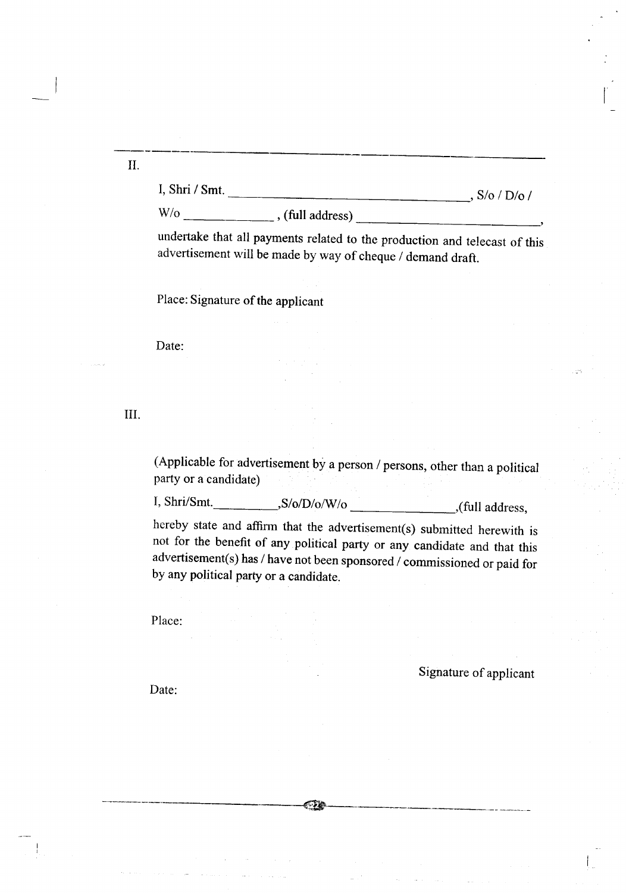II.

I, Shri / Smt. ________________________________, S/o / D/o / W/o ____________, (full address) ________________________,

undertake that all payments related to the production and telecast of this advertisement will be made by way of cheque / demand draft.

Place: Signature of the applicant

Date:

III.

(Applicable for advertisement by a person / persons, other than a political party or a candidate)

I, Shri/Smt.__________,S/o/D/o/W/o ________________,(full address,

hereby state and affirm that the advertisement(s) submitted herewith is not for the benefit of any political party or any candidate and that this advertisement(s) has / have not been sponsored / commissioned or paid for by any political party or a candidate.

Place:

Signature of applicant

Date: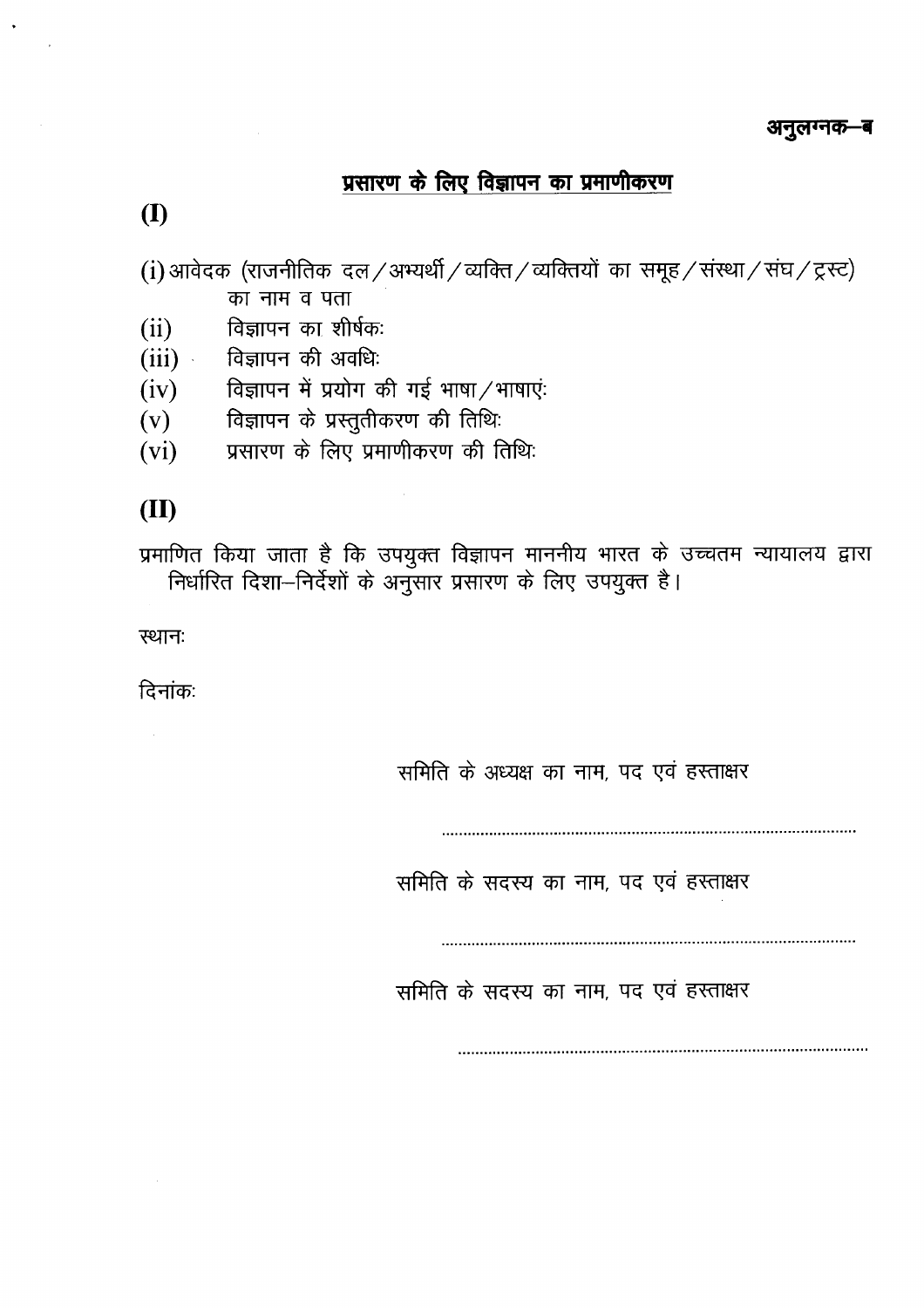**अनुलग्नक–ब**

## प्रसारण के लिए विज्ञापन का प्रमाणीकरण

### (I)

(i) आवेदक (राजनीतिक दल / अभ्यर्थी / व्यक्ति / व्यक्तियों का समूह / संस्था / संघ / ट्रस्ट) का नाम व पता

(ii) विज्ञापन का शीर्षकः

(iii) विज्ञापन की अवधिः

(iv) विज्ञापन में प्रयोग की गई भाषा / भाषाएंः

(v) विज्ञापन के प्रस्तुतीकरण की तिथिः

(vi) प्रसारण के लिए प्रमाणीकरण की तिथिः

### (II)

प्रमाणित किया जाता है कि उपयुक्त विज्ञापन माननीय भारत के उच्चतम न्यायालय द्वारा निर्धारित दिशा–निर्देशों के अनुसार प्रसारण के लिए उपयुक्त है।

स्थानः

दिनांकः

समिति के अध्यक्ष का नाम, पद एवं हस्ताक्षर

..................................................................................................

समिति के सदस्य का नाम, पद एवं हस्ताक्षर

..................................................................................................

समिति के सदस्य का नाम, पद एवं हस्ताक्षर

..................................................................................................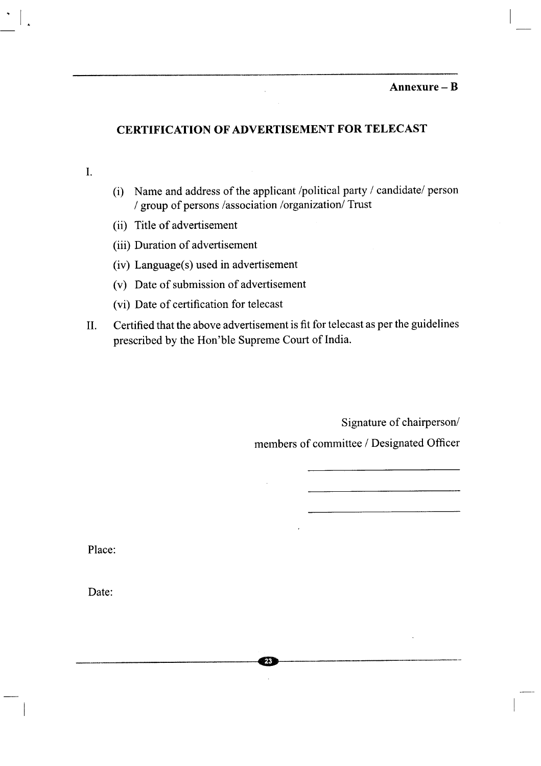**Annexure – B**

## CERTIFICATION OF ADVERTISEMENT FOR TELECAST

I.

(i) Name and address of the applicant /political party / candidate/ person / group of persons /association /organization/ Trust

(ii) Title of advertisement

(iii) Duration of advertisement

(iv) Language(s) used in advertisement

(v) Date of submission of advertisement

(vi) Date of certification for telecast

II. Certified that the above advertisement is fit for telecast as per the guidelines prescribed by the Hon'ble Supreme Court of India.

Signature of chairperson/

members of committee / Designated Officer

\_\_\_\_\_\_\_\_\_\_\_\_\_\_\_\_\_\_\_\_\_\_\_\_\_\_

\_\_\_\_\_\_\_\_\_\_\_\_\_\_\_\_\_\_\_\_\_\_\_\_\_\_

\_\_\_\_\_\_\_\_\_\_\_\_\_\_\_\_\_\_\_\_\_\_\_\_\_\_

Place:

Date: